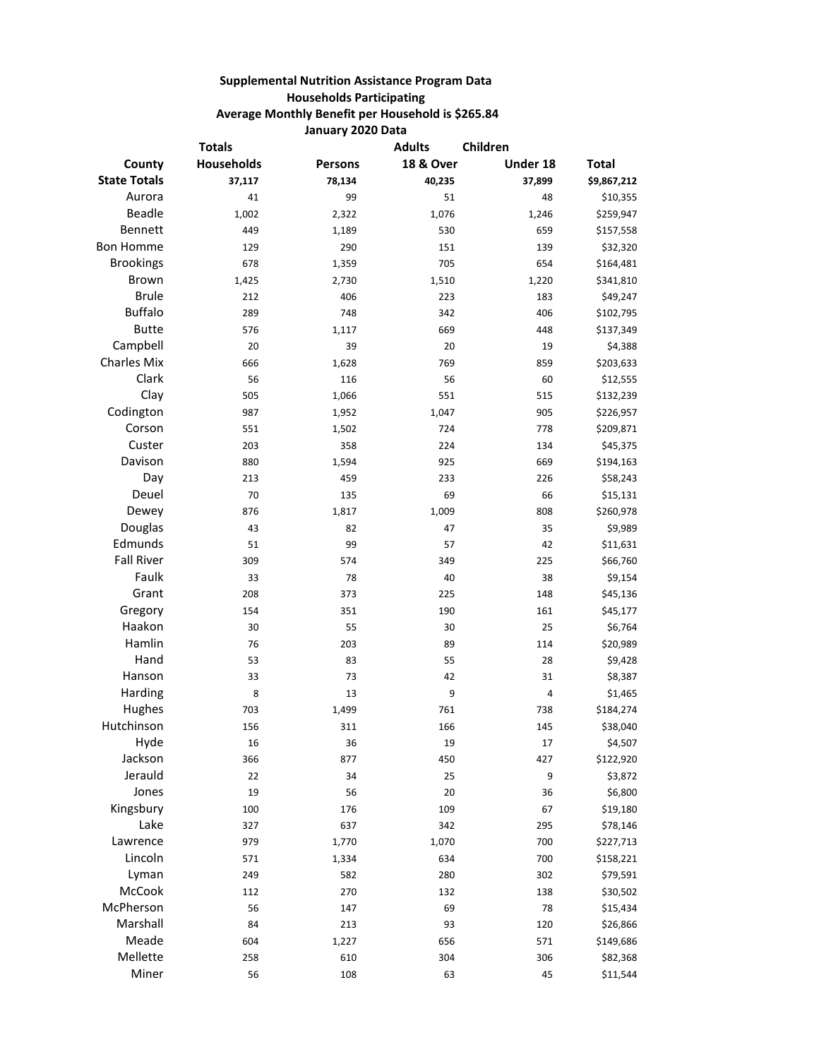**Supplemental Nutrition Assistance Program Data**

**Households Participating**

**Average Monthly Benefit per Household is $265.84**

**January 2020 Data**

| County | Totals Households | Persons | Adults 18 & Over | Children Under 18 | Total |
|---|---|---|---|---|---|
| **State Totals** | **37,117** | **78,134** | **40,235** | **37,899** | **$9,867,212** |
| Aurora | 41 | 99 | 51 | 48 | $10,355 |
| Beadle | 1,002 | 2,322 | 1,076 | 1,246 | $259,947 |
| Bennett | 449 | 1,189 | 530 | 659 | $157,558 |
| Bon Homme | 129 | 290 | 151 | 139 | $32,320 |
| Brookings | 678 | 1,359 | 705 | 654 | $164,481 |
| Brown | 1,425 | 2,730 | 1,510 | 1,220 | $341,810 |
| Brule | 212 | 406 | 223 | 183 | $49,247 |
| Buffalo | 289 | 748 | 342 | 406 | $102,795 |
| Butte | 576 | 1,117 | 669 | 448 | $137,349 |
| Campbell | 20 | 39 | 20 | 19 | $4,388 |
| Charles Mix | 666 | 1,628 | 769 | 859 | $203,633 |
| Clark | 56 | 116 | 56 | 60 | $12,555 |
| Clay | 505 | 1,066 | 551 | 515 | $132,239 |
| Codington | 987 | 1,952 | 1,047 | 905 | $226,957 |
| Corson | 551 | 1,502 | 724 | 778 | $209,871 |
| Custer | 203 | 358 | 224 | 134 | $45,375 |
| Davison | 880 | 1,594 | 925 | 669 | $194,163 |
| Day | 213 | 459 | 233 | 226 | $58,243 |
| Deuel | 70 | 135 | 69 | 66 | $15,131 |
| Dewey | 876 | 1,817 | 1,009 | 808 | $260,978 |
| Douglas | 43 | 82 | 47 | 35 | $9,989 |
| Edmunds | 51 | 99 | 57 | 42 | $11,631 |
| Fall River | 309 | 574 | 349 | 225 | $66,760 |
| Faulk | 33 | 78 | 40 | 38 | $9,154 |
| Grant | 208 | 373 | 225 | 148 | $45,136 |
| Gregory | 154 | 351 | 190 | 161 | $45,177 |
| Haakon | 30 | 55 | 30 | 25 | $6,764 |
| Hamlin | 76 | 203 | 89 | 114 | $20,989 |
| Hand | 53 | 83 | 55 | 28 | $9,428 |
| Hanson | 33 | 73 | 42 | 31 | $8,387 |
| Harding | 8 | 13 | 9 | 4 | $1,465 |
| Hughes | 703 | 1,499 | 761 | 738 | $184,274 |
| Hutchinson | 156 | 311 | 166 | 145 | $38,040 |
| Hyde | 16 | 36 | 19 | 17 | $4,507 |
| Jackson | 366 | 877 | 450 | 427 | $122,920 |
| Jerauld | 22 | 34 | 25 | 9 | $3,872 |
| Jones | 19 | 56 | 20 | 36 | $6,800 |
| Kingsbury | 100 | 176 | 109 | 67 | $19,180 |
| Lake | 327 | 637 | 342 | 295 | $78,146 |
| Lawrence | 979 | 1,770 | 1,070 | 700 | $227,713 |
| Lincoln | 571 | 1,334 | 634 | 700 | $158,221 |
| Lyman | 249 | 582 | 280 | 302 | $79,591 |
| McCook | 112 | 270 | 132 | 138 | $30,502 |
| McPherson | 56 | 147 | 69 | 78 | $15,434 |
| Marshall | 84 | 213 | 93 | 120 | $26,866 |
| Meade | 604 | 1,227 | 656 | 571 | $149,686 |
| Mellette | 258 | 610 | 304 | 306 | $82,368 |
| Miner | 56 | 108 | 63 | 45 | $11,544 |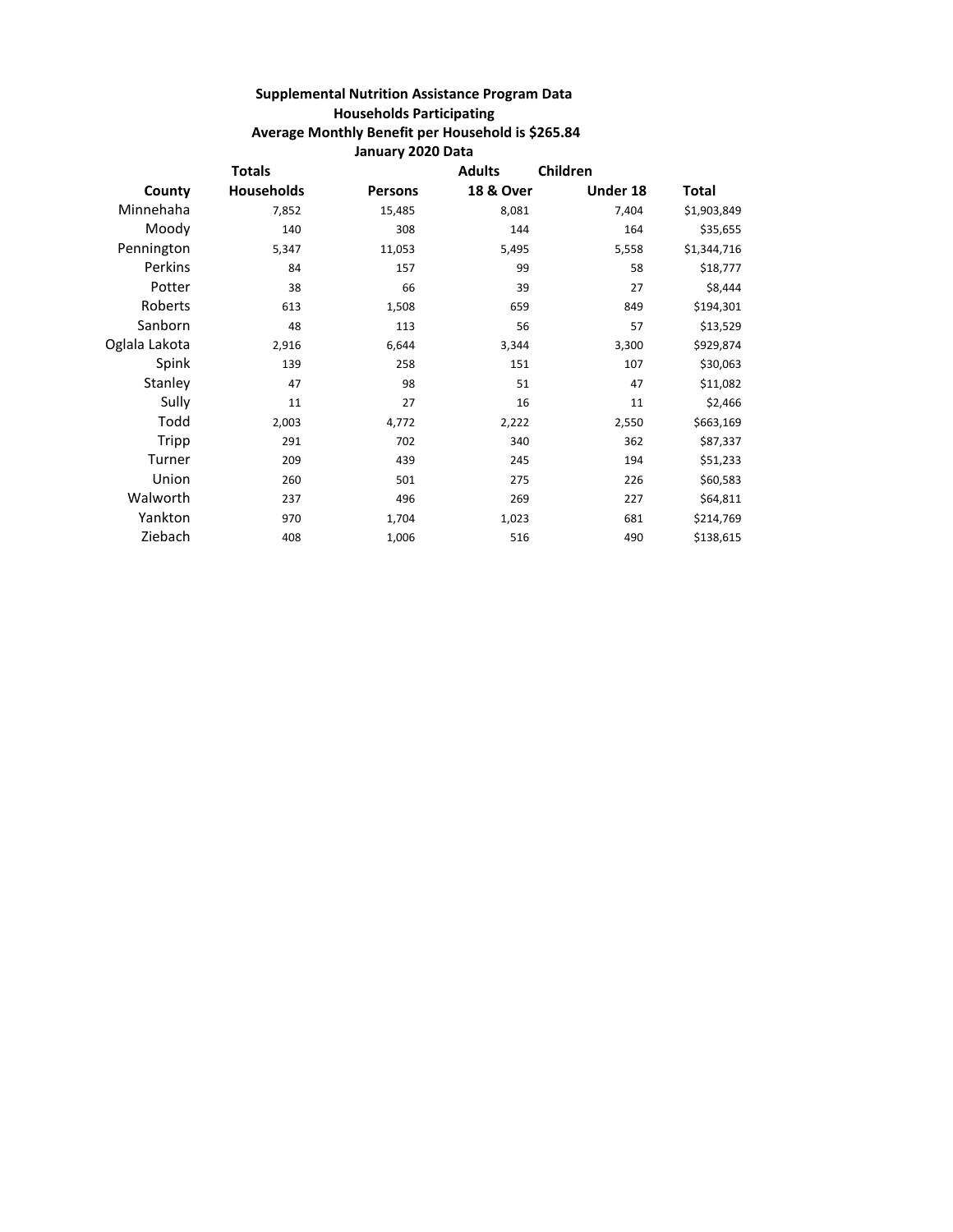**Supplemental Nutrition Assistance Program Data**
**Households Participating**
**Average Monthly Benefit per Household is $265.84**
**January 2020 Data**

| County | Totals Households | Persons | Adults 18 & Over | Children Under 18 | Total |
|---|---|---|---|---|---|
| Minnehaha | 7,852 | 15,485 | 8,081 | 7,404 | $1,903,849 |
| Moody | 140 | 308 | 144 | 164 | $35,655 |
| Pennington | 5,347 | 11,053 | 5,495 | 5,558 | $1,344,716 |
| Perkins | 84 | 157 | 99 | 58 | $18,777 |
| Potter | 38 | 66 | 39 | 27 | $8,444 |
| Roberts | 613 | 1,508 | 659 | 849 | $194,301 |
| Sanborn | 48 | 113 | 56 | 57 | $13,529 |
| Oglala Lakota | 2,916 | 6,644 | 3,344 | 3,300 | $929,874 |
| Spink | 139 | 258 | 151 | 107 | $30,063 |
| Stanley | 47 | 98 | 51 | 47 | $11,082 |
| Sully | 11 | 27 | 16 | 11 | $2,466 |
| Todd | 2,003 | 4,772 | 2,222 | 2,550 | $663,169 |
| Tripp | 291 | 702 | 340 | 362 | $87,337 |
| Turner | 209 | 439 | 245 | 194 | $51,233 |
| Union | 260 | 501 | 275 | 226 | $60,583 |
| Walworth | 237 | 496 | 269 | 227 | $64,811 |
| Yankton | 970 | 1,704 | 1,023 | 681 | $214,769 |
| Ziebach | 408 | 1,006 | 516 | 490 | $138,615 |